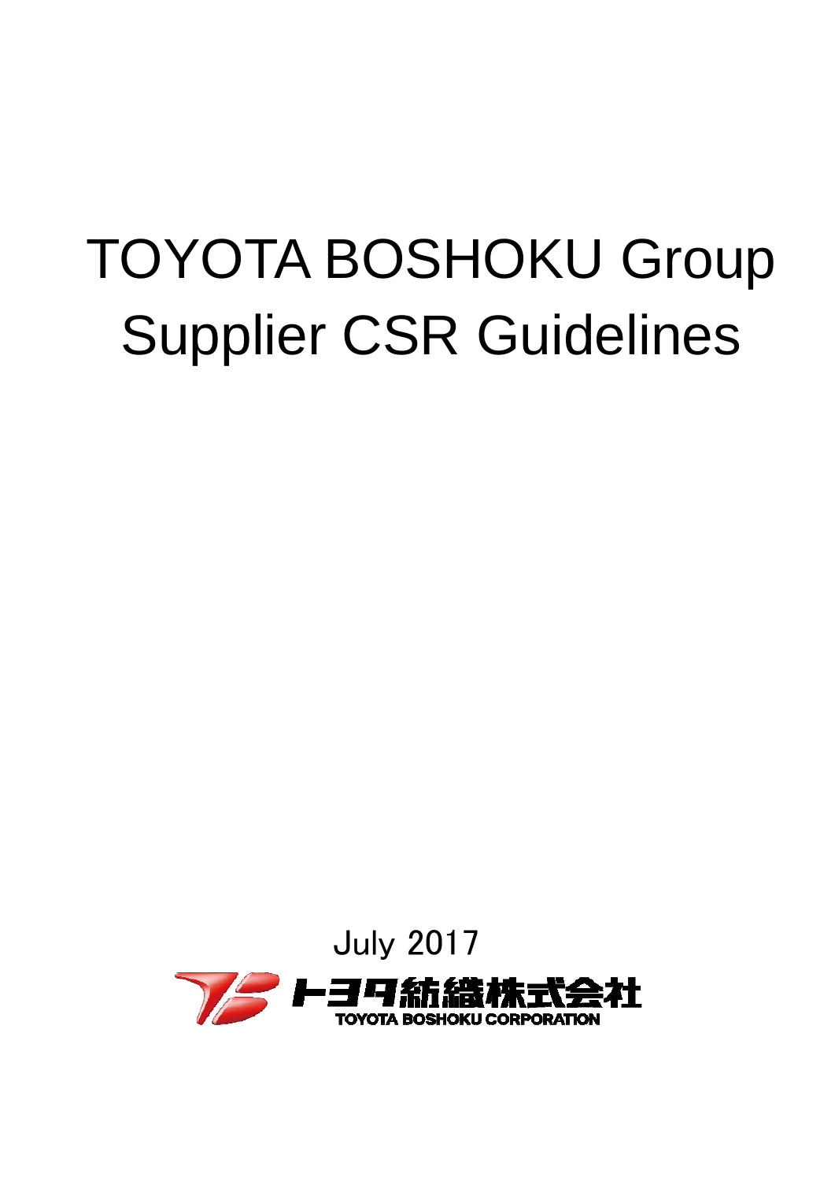# TOYOTA BOSHOKU Group Supplier CSR Guidelines

July 2017

トヨタ紡織株式会社

TOYOTA BOSHOKU CORPORATION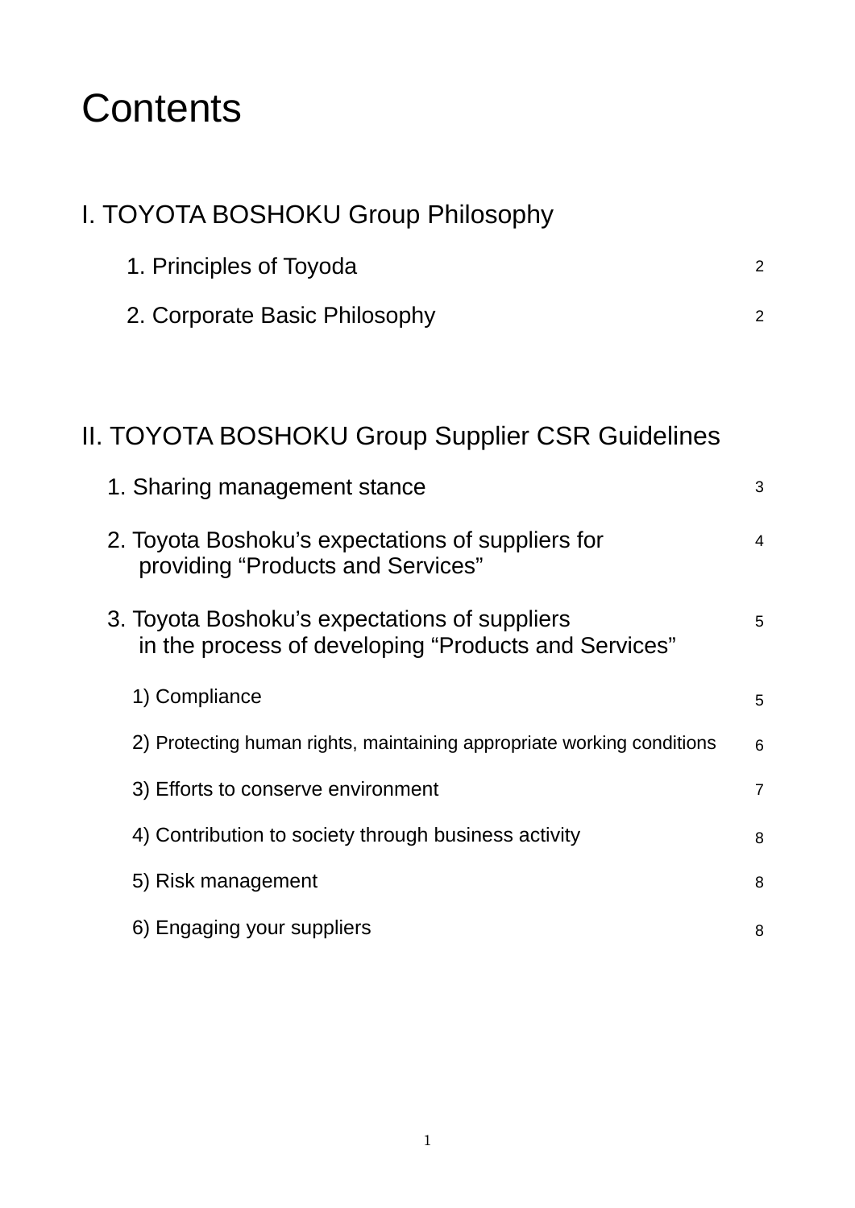# Contents

## I. TOYOTA BOSHOKU Group Philosophy

- 1. Principles of Toyoda ... 2
- 2. Corporate Basic Philosophy ... 2

## II. TOYOTA BOSHOKU Group Supplier CSR Guidelines

- 1. Sharing management stance ... 3
- 2. Toyota Boshoku's expectations of suppliers for providing "Products and Services" ... 4
- 3. Toyota Boshoku's expectations of suppliers in the process of developing "Products and Services" ... 5
  - 1) Compliance ... 5
  - 2) Protecting human rights, maintaining appropriate working conditions ... 6
  - 3) Efforts to conserve environment ... 7
  - 4) Contribution to society through business activity ... 8
  - 5) Risk management ... 8
  - 6) Engaging your suppliers ... 8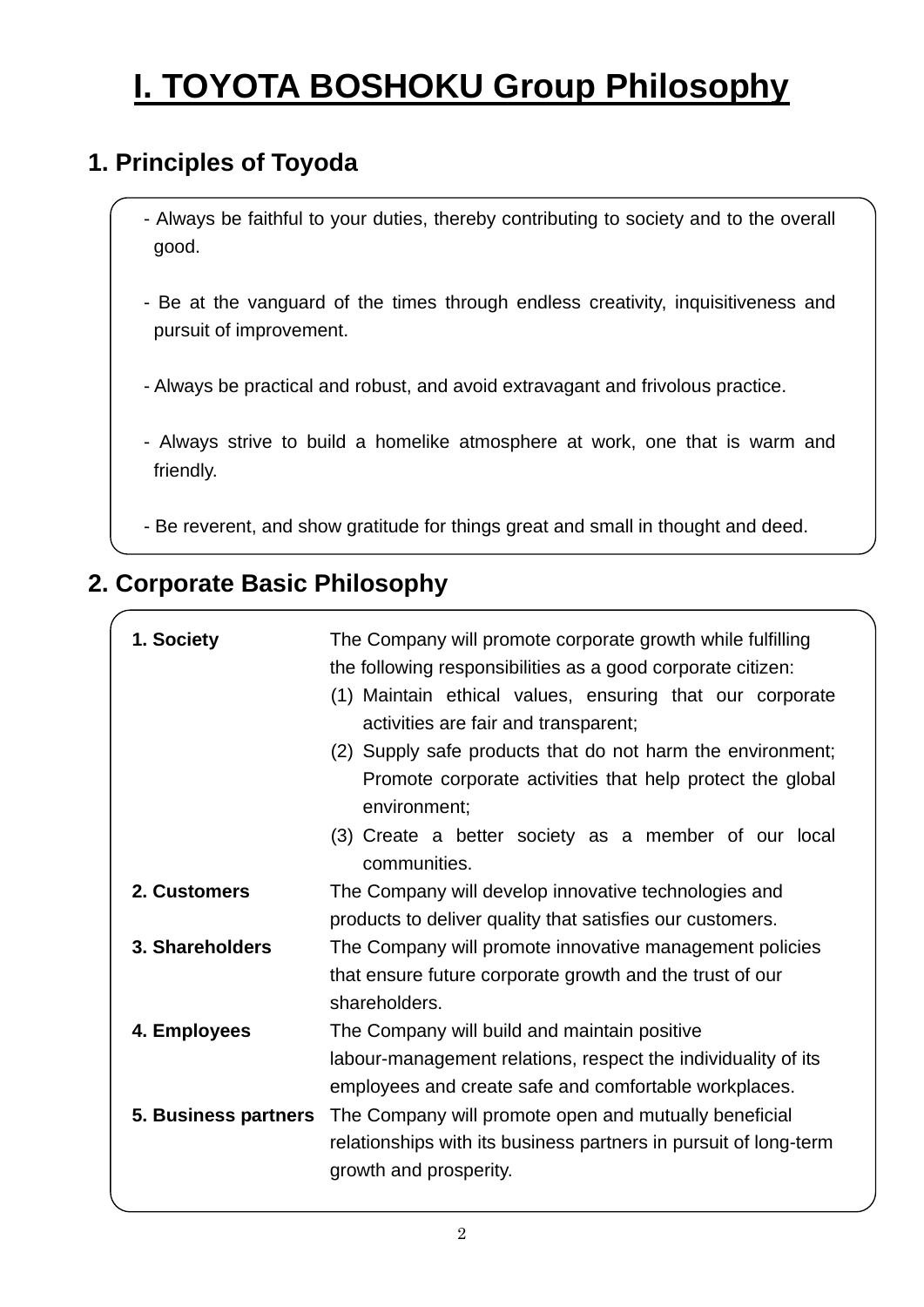# I. TOYOTA BOSHOKU Group Philosophy

## 1. Principles of Toyoda

- Always be faithful to your duties, thereby contributing to society and to the overall good.

- Be at the vanguard of the times through endless creativity, inquisitiveness and pursuit of improvement.

- Always be practical and robust, and avoid extravagant and frivolous practice.

- Always strive to build a homelike atmosphere at work, one that is warm and friendly.

- Be reverent, and show gratitude for things great and small in thought and deed.

## 2. Corporate Basic Philosophy

**1. Society** The Company will promote corporate growth while fulfilling the following responsibilities as a good corporate citizen:

(1) Maintain ethical values, ensuring that our corporate activities are fair and transparent;

(2) Supply safe products that do not harm the environment; Promote corporate activities that help protect the global environment;

(3) Create a better society as a member of our local communities.

**2. Customers** The Company will develop innovative technologies and products to deliver quality that satisfies our customers.

**3. Shareholders** The Company will promote innovative management policies that ensure future corporate growth and the trust of our shareholders.

**4. Employees** The Company will build and maintain positive labour-management relations, respect the individuality of its employees and create safe and comfortable workplaces.

**5. Business partners** The Company will promote open and mutually beneficial relationships with its business partners in pursuit of long-term growth and prosperity.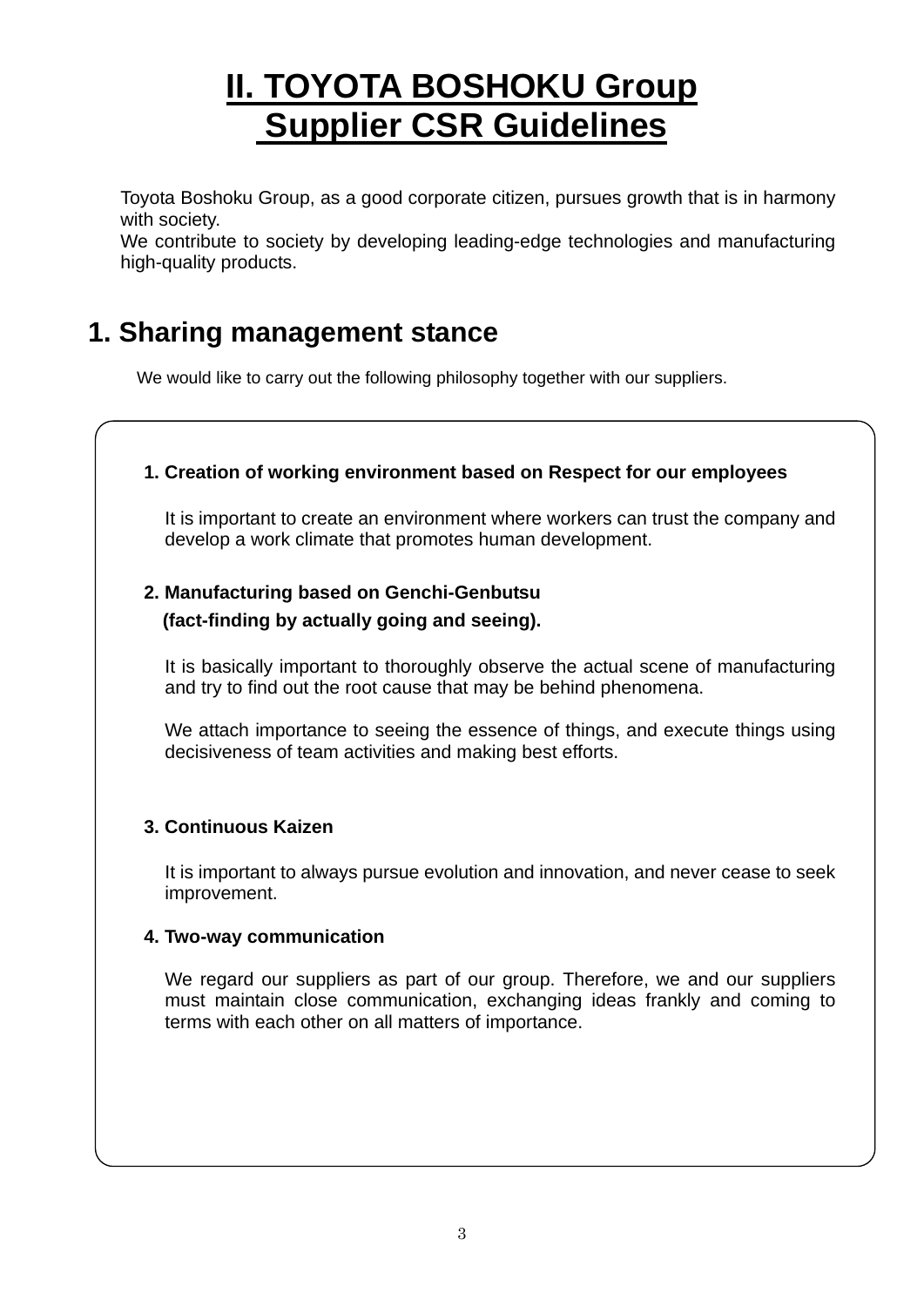# II. TOYOTA BOSHOKU Group Supplier CSR Guidelines

Toyota Boshoku Group, as a good corporate citizen, pursues growth that is in harmony with society.
We contribute to society by developing leading-edge technologies and manufacturing high-quality products.

## 1. Sharing management stance

We would like to carry out the following philosophy together with our suppliers.

**1. Creation of working environment based on Respect for our employees**

It is important to create an environment where workers can trust the company and develop a work climate that promotes human development.

**2. Manufacturing based on Genchi-Genbutsu (fact-finding by actually going and seeing).**

It is basically important to thoroughly observe the actual scene of manufacturing and try to find out the root cause that may be behind phenomena.

We attach importance to seeing the essence of things, and execute things using decisiveness of team activities and making best efforts.

**3. Continuous Kaizen**

It is important to always pursue evolution and innovation, and never cease to seek improvement.

**4. Two-way communication**

We regard our suppliers as part of our group. Therefore, we and our suppliers must maintain close communication, exchanging ideas frankly and coming to terms with each other on all matters of importance.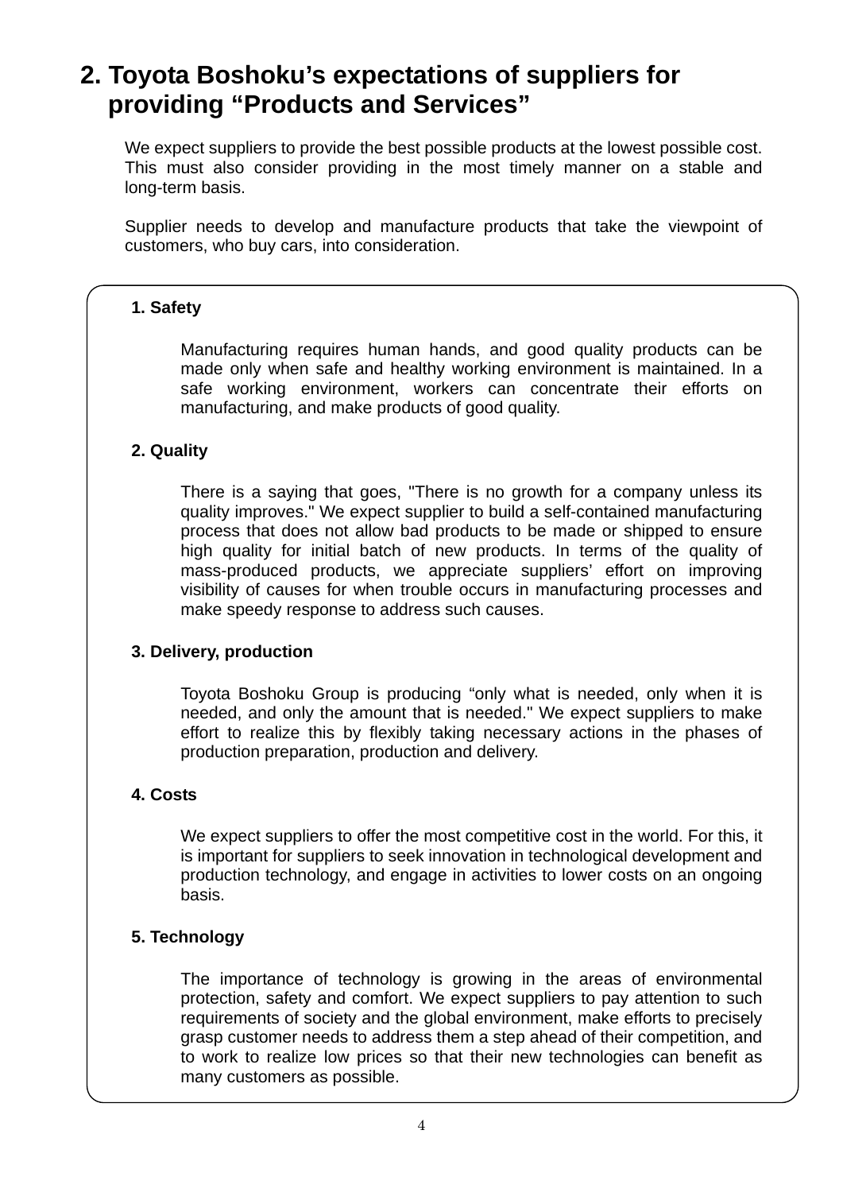## 2. Toyota Boshoku’s expectations of suppliers for providing “Products and Services”

We expect suppliers to provide the best possible products at the lowest possible cost. This must also consider providing in the most timely manner on a stable and long-term basis.

Supplier needs to develop and manufacture products that take the viewpoint of customers, who buy cars, into consideration.

**1. Safety**

Manufacturing requires human hands, and good quality products can be made only when safe and healthy working environment is maintained. In a safe working environment, workers can concentrate their efforts on manufacturing, and make products of good quality.

**2. Quality**

There is a saying that goes, "There is no growth for a company unless its quality improves." We expect supplier to build a self-contained manufacturing process that does not allow bad products to be made or shipped to ensure high quality for initial batch of new products. In terms of the quality of mass-produced products, we appreciate suppliers’ effort on improving visibility of causes for when trouble occurs in manufacturing processes and make speedy response to address such causes.

**3. Delivery, production**

Toyota Boshoku Group is producing “only what is needed, only when it is needed, and only the amount that is needed." We expect suppliers to make effort to realize this by flexibly taking necessary actions in the phases of production preparation, production and delivery.

**4. Costs**

We expect suppliers to offer the most competitive cost in the world. For this, it is important for suppliers to seek innovation in technological development and production technology, and engage in activities to lower costs on an ongoing basis.

**5. Technology**

The importance of technology is growing in the areas of environmental protection, safety and comfort. We expect suppliers to pay attention to such requirements of society and the global environment, make efforts to precisely grasp customer needs to address them a step ahead of their competition, and to work to realize low prices so that their new technologies can benefit as many customers as possible.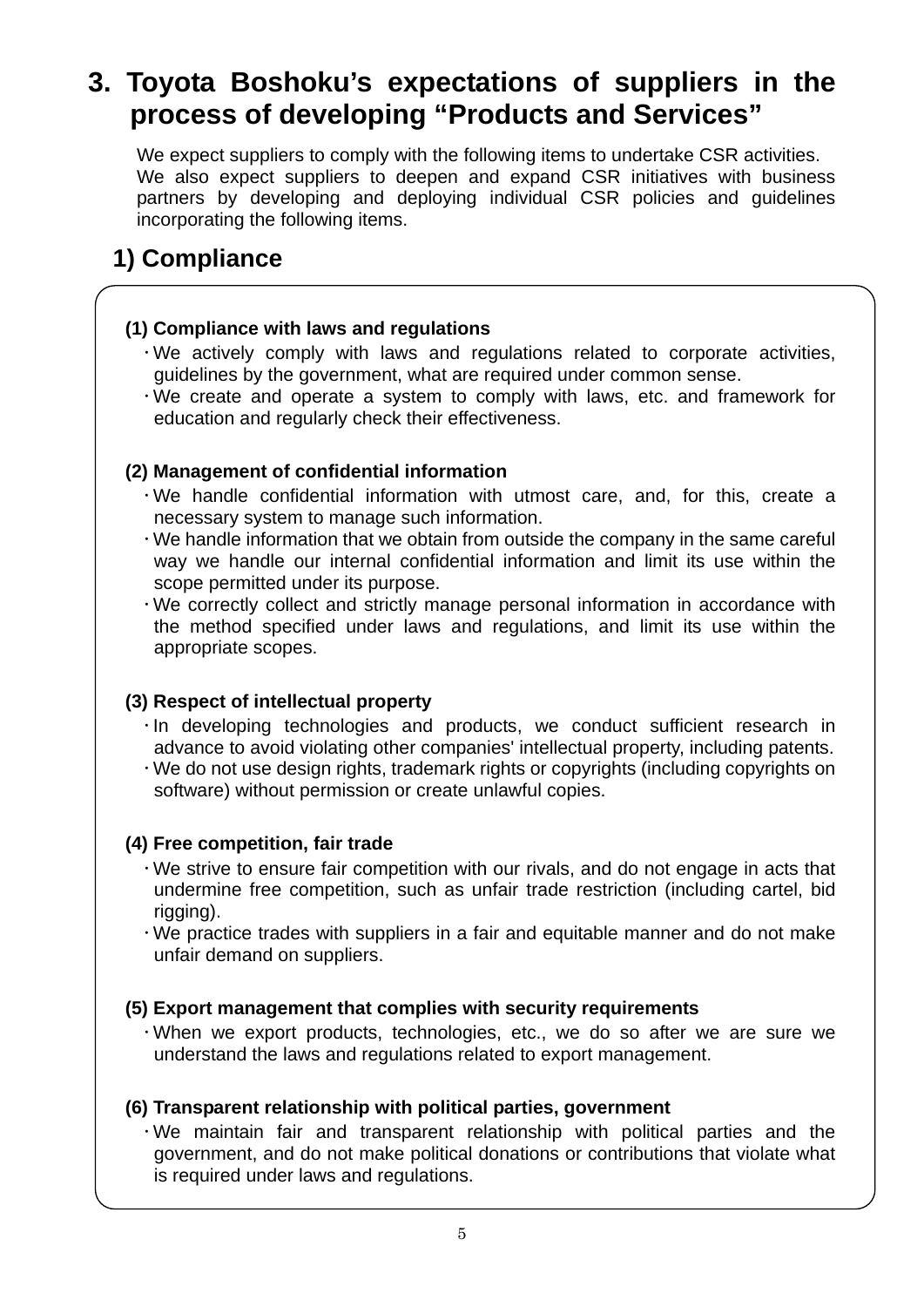## 3. Toyota Boshoku’s expectations of suppliers in the process of developing “Products and Services”

We expect suppliers to comply with the following items to undertake CSR activities.
We also expect suppliers to deepen and expand CSR initiatives with business partners by developing and deploying individual CSR policies and guidelines incorporating the following items.

### 1) Compliance

**(1) Compliance with laws and regulations**

- We actively comply with laws and regulations related to corporate activities, guidelines by the government, what are required under common sense.
- We create and operate a system to comply with laws, etc. and framework for education and regularly check their effectiveness.

**(2) Management of confidential information**

- We handle confidential information with utmost care, and, for this, create a necessary system to manage such information.
- We handle information that we obtain from outside the company in the same careful way we handle our internal confidential information and limit its use within the scope permitted under its purpose.
- We correctly collect and strictly manage personal information in accordance with the method specified under laws and regulations, and limit its use within the appropriate scopes.

**(3) Respect of intellectual property**

- In developing technologies and products, we conduct sufficient research in advance to avoid violating other companies’ intellectual property, including patents.
- We do not use design rights, trademark rights or copyrights (including copyrights on software) without permission or create unlawful copies.

**(4) Free competition, fair trade**

- We strive to ensure fair competition with our rivals, and do not engage in acts that undermine free competition, such as unfair trade restriction (including cartel, bid rigging).
- We practice trades with suppliers in a fair and equitable manner and do not make unfair demand on suppliers.

**(5) Export management that complies with security requirements**

- When we export products, technologies, etc., we do so after we are sure we understand the laws and regulations related to export management.

**(6) Transparent relationship with political parties, government**

- We maintain fair and transparent relationship with political parties and the government, and do not make political donations or contributions that violate what is required under laws and regulations.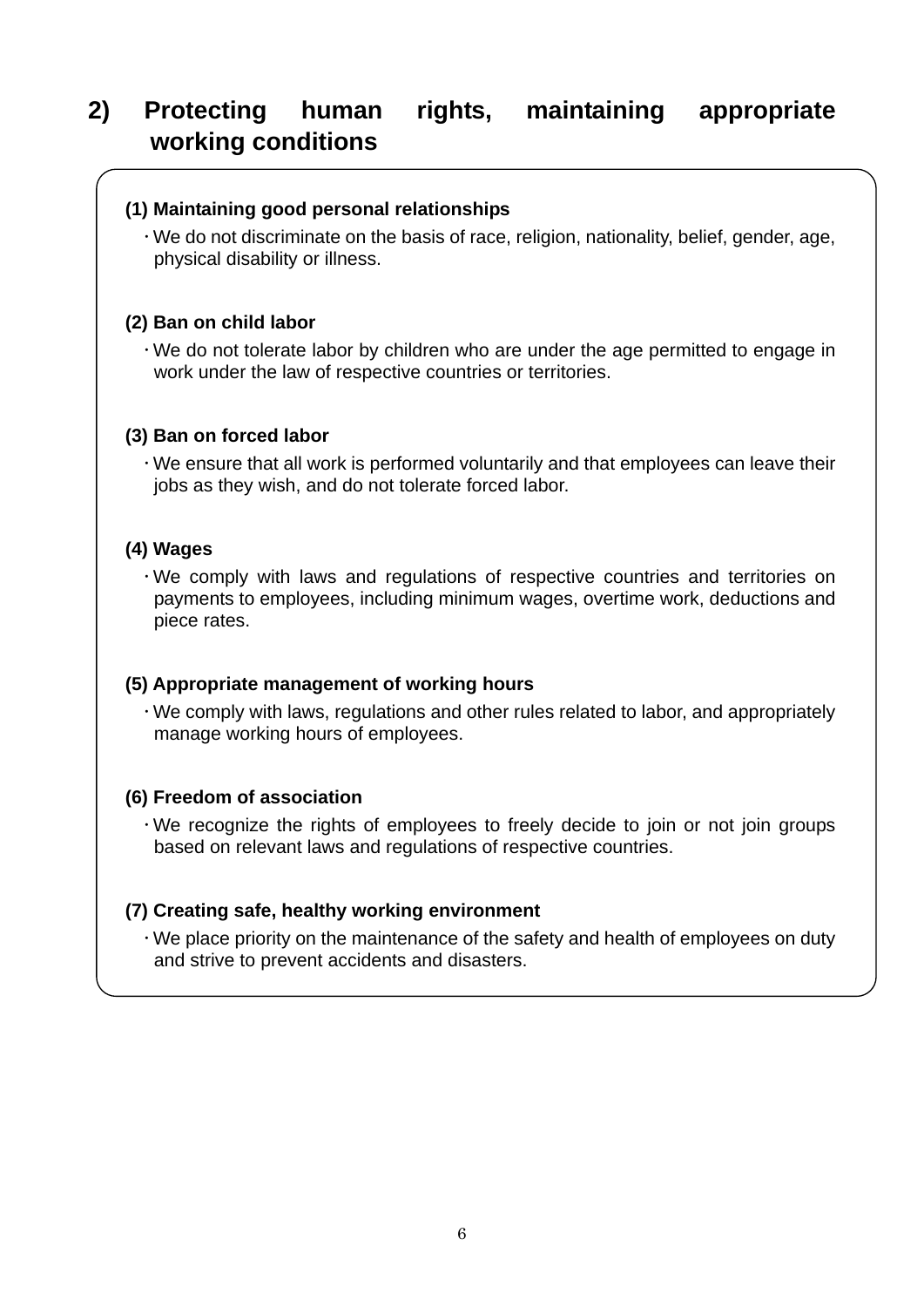## 2) Protecting human rights, maintaining appropriate working conditions

**(1) Maintaining good personal relationships**

- We do not discriminate on the basis of race, religion, nationality, belief, gender, age, physical disability or illness.

**(2) Ban on child labor**

- We do not tolerate labor by children who are under the age permitted to engage in work under the law of respective countries or territories.

**(3) Ban on forced labor**

- We ensure that all work is performed voluntarily and that employees can leave their jobs as they wish, and do not tolerate forced labor.

**(4) Wages**

- We comply with laws and regulations of respective countries and territories on payments to employees, including minimum wages, overtime work, deductions and piece rates.

**(5) Appropriate management of working hours**

- We comply with laws, regulations and other rules related to labor, and appropriately manage working hours of employees.

**(6) Freedom of association**

- We recognize the rights of employees to freely decide to join or not join groups based on relevant laws and regulations of respective countries.

**(7) Creating safe, healthy working environment**

- We place priority on the maintenance of the safety and health of employees on duty and strive to prevent accidents and disasters.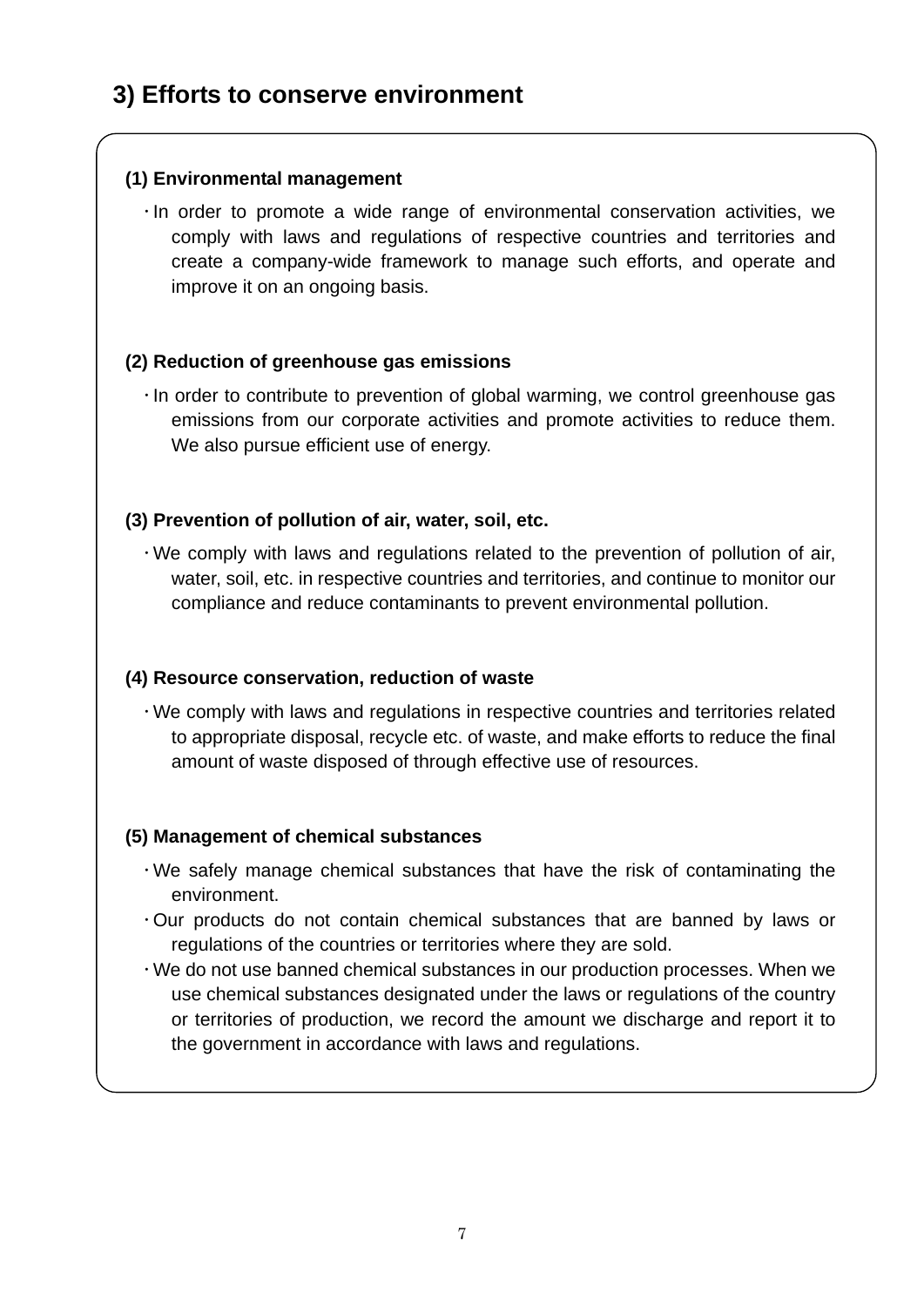## 3) Efforts to conserve environment

**(1) Environmental management**

- In order to promote a wide range of environmental conservation activities, we comply with laws and regulations of respective countries and territories and create a company-wide framework to manage such efforts, and operate and improve it on an ongoing basis.

**(2) Reduction of greenhouse gas emissions**

- In order to contribute to prevention of global warming, we control greenhouse gas emissions from our corporate activities and promote activities to reduce them. We also pursue efficient use of energy.

**(3) Prevention of pollution of air, water, soil, etc.**

- We comply with laws and regulations related to the prevention of pollution of air, water, soil, etc. in respective countries and territories, and continue to monitor our compliance and reduce contaminants to prevent environmental pollution.

**(4) Resource conservation, reduction of waste**

- We comply with laws and regulations in respective countries and territories related to appropriate disposal, recycle etc. of waste, and make efforts to reduce the final amount of waste disposed of through effective use of resources.

**(5) Management of chemical substances**

- We safely manage chemical substances that have the risk of contaminating the environment.
- Our products do not contain chemical substances that are banned by laws or regulations of the countries or territories where they are sold.
- We do not use banned chemical substances in our production processes. When we use chemical substances designated under the laws or regulations of the country or territories of production, we record the amount we discharge and report it to the government in accordance with laws and regulations.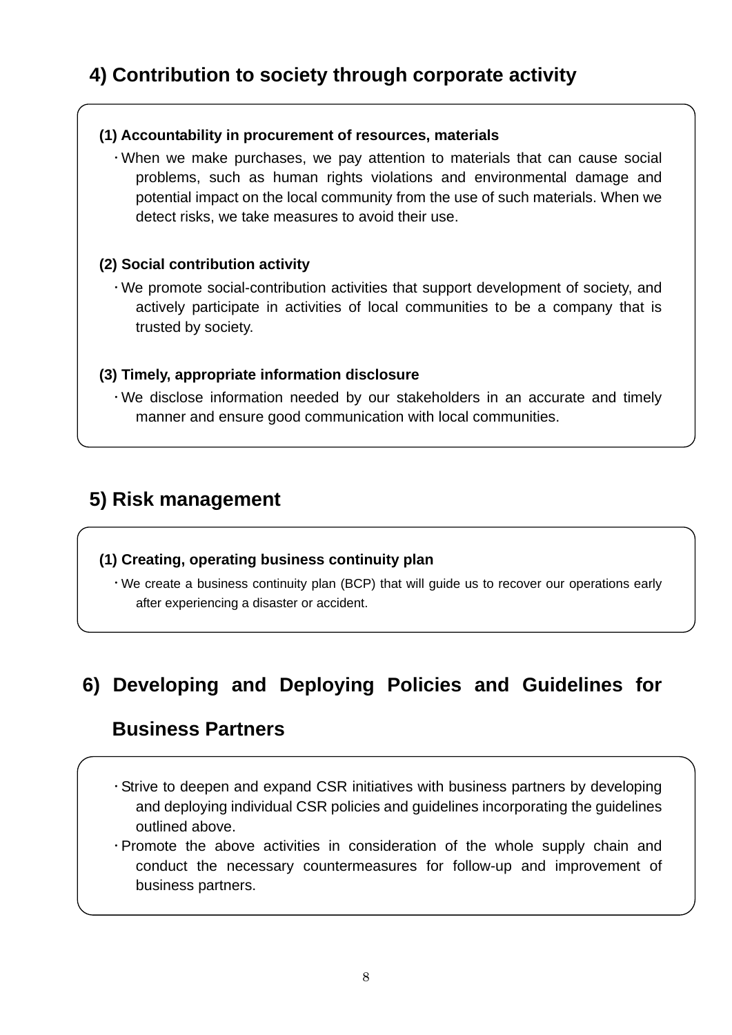## 4) Contribution to society through corporate activity

**(1) Accountability in procurement of resources, materials**

- When we make purchases, we pay attention to materials that can cause social problems, such as human rights violations and environmental damage and potential impact on the local community from the use of such materials. When we detect risks, we take measures to avoid their use.

**(2) Social contribution activity**

- We promote social-contribution activities that support development of society, and actively participate in activities of local communities to be a company that is trusted by society.

**(3) Timely, appropriate information disclosure**

- We disclose information needed by our stakeholders in an accurate and timely manner and ensure good communication with local communities.

## 5) Risk management

**(1) Creating, operating business continuity plan**

- We create a business continuity plan (BCP) that will guide us to recover our operations early after experiencing a disaster or accident.

## 6) Developing and Deploying Policies and Guidelines for Business Partners

- Strive to deepen and expand CSR initiatives with business partners by developing and deploying individual CSR policies and guidelines incorporating the guidelines outlined above.
- Promote the above activities in consideration of the whole supply chain and conduct the necessary countermeasures for follow-up and improvement of business partners.